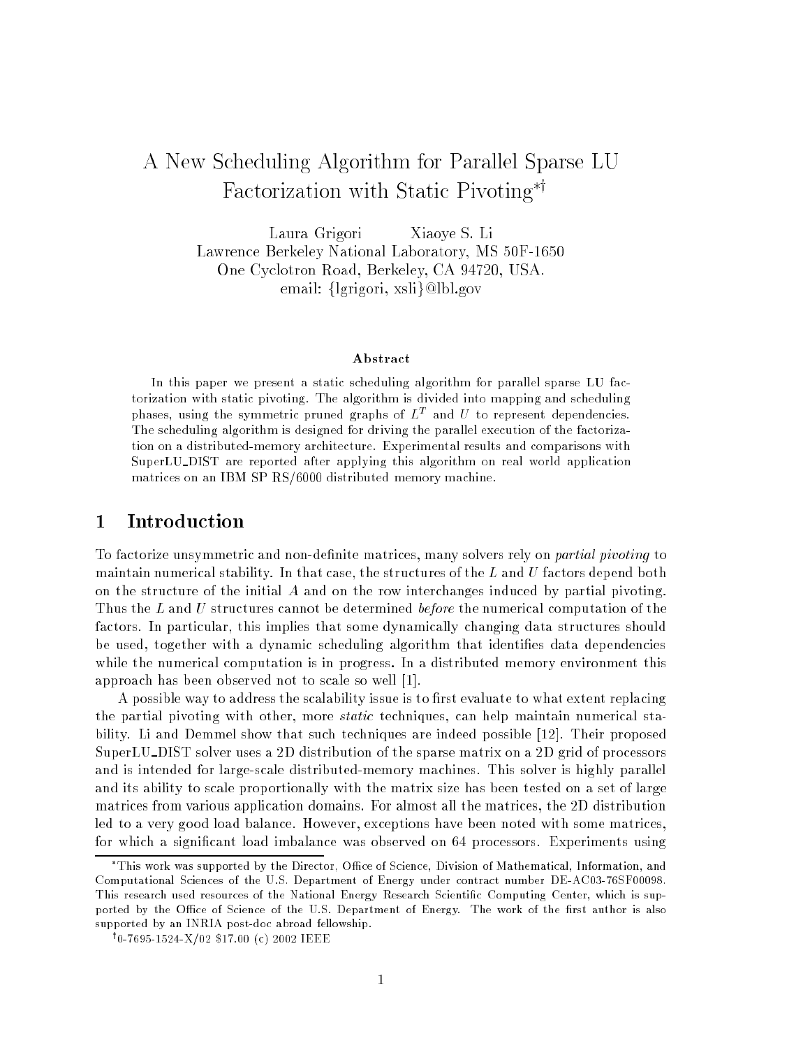# A New Scheduling Algorithm for Parallel Sparse LU Factorization with Static Pivoting[*][†]

Laura Grigori Xiaoye S. Li
Lawrence Berkeley National Laboratory, MS 50F-1650
One Cyclotron Road, Berkeley, CA 94720, USA.
email: {lgrigori, xsli}@lbl.gov

### Abstract

In this paper we present a static scheduling algorithm for parallel sparse LU factorization with static pivoting. The algorithm is divided into mapping and scheduling phases, using the symmetric pruned graphs of $L^T$ and $U$ to represent dependencies. The scheduling algorithm is designed for driving the parallel execution of the factorization on a distributed-memory architecture. Experimental results and comparisons with SuperLU_DIST are reported after applying this algorithm on real world application matrices on an IBM SP RS/6000 distributed memory machine.

## 1 Introduction

To factorize unsymmetric and non-definite matrices, many solvers rely on *partial pivoting* to maintain numerical stability. In that case, the structures of the $L$ and $U$ factors depend both on the structure of the initial $A$ and on the row interchanges induced by partial pivoting. Thus the $L$ and $U$ structures cannot be determined *before* the numerical computation of the factors. In particular, this implies that some dynamically changing data structures should be used, together with a dynamic scheduling algorithm that identifies data dependencies while the numerical computation is in progress. In a distributed memory environment this approach has been observed not to scale so well [1].

A possible way to address the scalability issue is to first evaluate to what extent replacing the partial pivoting with other, more *static* techniques, can help maintain numerical stability. Li and Demmel show that such techniques are indeed possible [12]. Their proposed SuperLU_DIST solver uses a 2D distribution of the sparse matrix on a 2D grid of processors and is intended for large-scale distributed-memory machines. This solver is highly parallel and its ability to scale proportionally with the matrix size has been tested on a set of large matrices from various application domains. For almost all the matrices, the 2D distribution led to a very good load balance. However, exceptions have been noted with some matrices, for which a significant load imbalance was observed on 64 processors. Experiments using

---

[*] This work was supported by the Director, Office of Science, Division of Mathematical, Information, and Computational Sciences of the U.S. Department of Energy under contract number DE-AC03-76SF00098. This research used resources of the National Energy Research Scientific Computing Center, which is supported by the Office of Science of the U.S. Department of Energy. The work of the first author is also supported by an INRIA post-doc abroad fellowship.

[†] 0-7695-1524-X/02 $17.00 (c) 2002 IEEE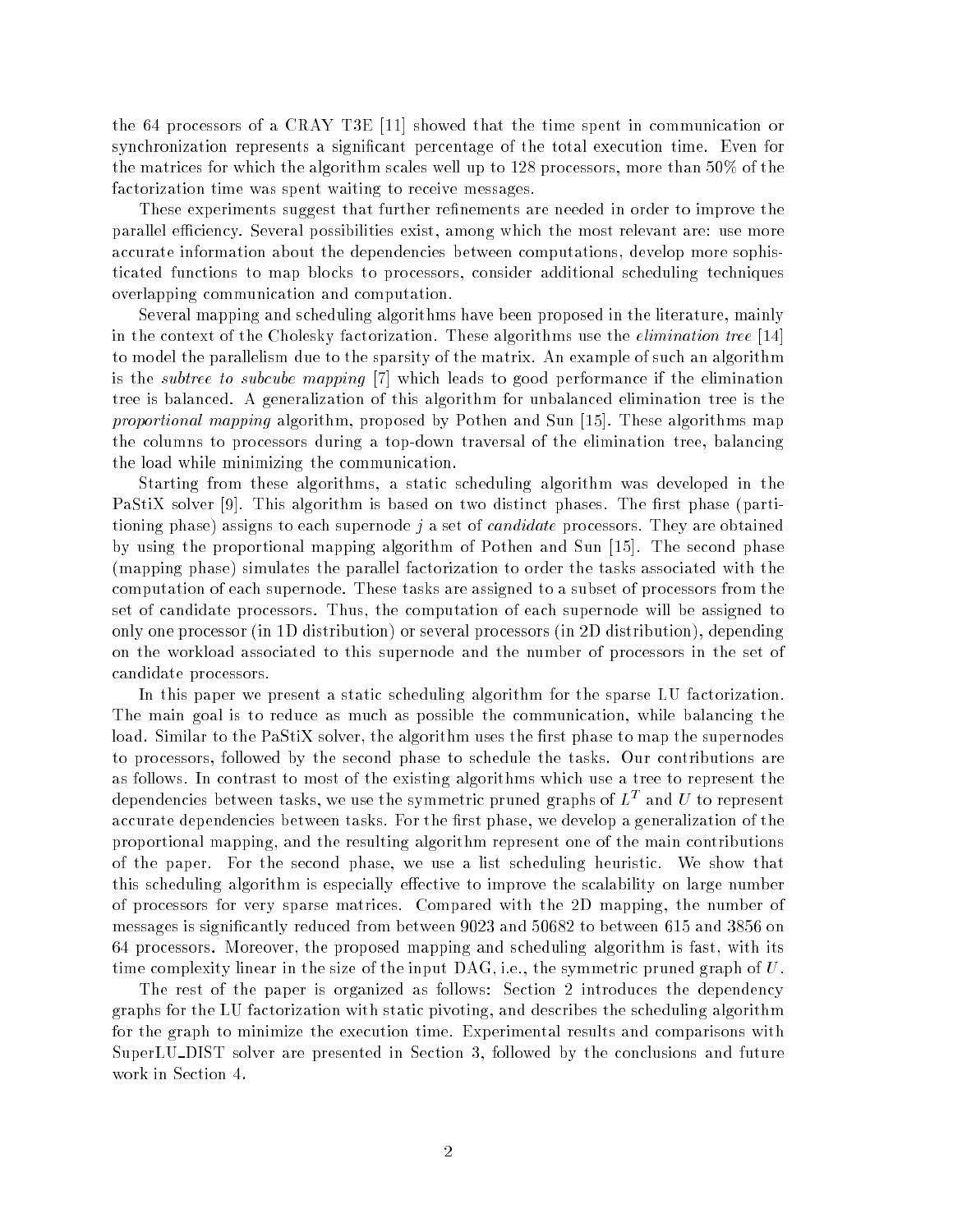the 64 processors of a CRAY T3E [11] showed that the time spent in communication or synchronization represents a significant percentage of the total execution time. Even for the matrices for which the algorithm scales well up to 128 processors, more than 50% of the factorization time was spent waiting to receive messages.

These experiments suggest that further refinements are needed in order to improve the parallel efficiency. Several possibilities exist, among which the most relevant are: use more accurate information about the dependencies between computations, develop more sophisticated functions to map blocks to processors, consider additional scheduling techniques overlapping communication and computation.

Several mapping and scheduling algorithms have been proposed in the literature, mainly in the context of the Cholesky factorization. These algorithms use the *elimination tree* [14] to model the parallelism due to the sparsity of the matrix. An example of such an algorithm is the *subtree to subcube mapping* [7] which leads to good performance if the elimination tree is balanced. A generalization of this algorithm for unbalanced elimination tree is the *proportional mapping* algorithm, proposed by Pothen and Sun [15]. These algorithms map the columns to processors during a top-down traversal of the elimination tree, balancing the load while minimizing the communication.

Starting from these algorithms, a static scheduling algorithm was developed in the PaStiX solver [9]. This algorithm is based on two distinct phases. The first phase (partitioning phase) assigns to each supernode $j$ a set of *candidate* processors. They are obtained by using the proportional mapping algorithm of Pothen and Sun [15]. The second phase (mapping phase) simulates the parallel factorization to order the tasks associated with the computation of each supernode. These tasks are assigned to a subset of processors from the set of candidate processors. Thus, the computation of each supernode will be assigned to only one processor (in 1D distribution) or several processors (in 2D distribution), depending on the workload associated to this supernode and the number of processors in the set of candidate processors.

In this paper we present a static scheduling algorithm for the sparse LU factorization. The main goal is to reduce as much as possible the communication, while balancing the load. Similar to the PaStiX solver, the algorithm uses the first phase to map the supernodes to processors, followed by the second phase to schedule the tasks. Our contributions are as follows. In contrast to most of the existing algorithms which use a tree to represent the dependencies between tasks, we use the symmetric pruned graphs of $L^T$ and $U$ to represent accurate dependencies between tasks. For the first phase, we develop a generalization of the proportional mapping, and the resulting algorithm represent one of the main contributions of the paper. For the second phase, we use a list scheduling heuristic. We show that this scheduling algorithm is especially effective to improve the scalability on large number of processors for very sparse matrices. Compared with the 2D mapping, the number of messages is significantly reduced from between 9023 and 50682 to between 615 and 3856 on 64 processors. Moreover, the proposed mapping and scheduling algorithm is fast, with its time complexity linear in the size of the input DAG, i.e., the symmetric pruned graph of $U$.

The rest of the paper is organized as follows: Section 2 introduces the dependency graphs for the LU factorization with static pivoting, and describes the scheduling algorithm for the graph to minimize the execution time. Experimental results and comparisons with SuperLU_DIST solver are presented in Section 3, followed by the conclusions and future work in Section 4.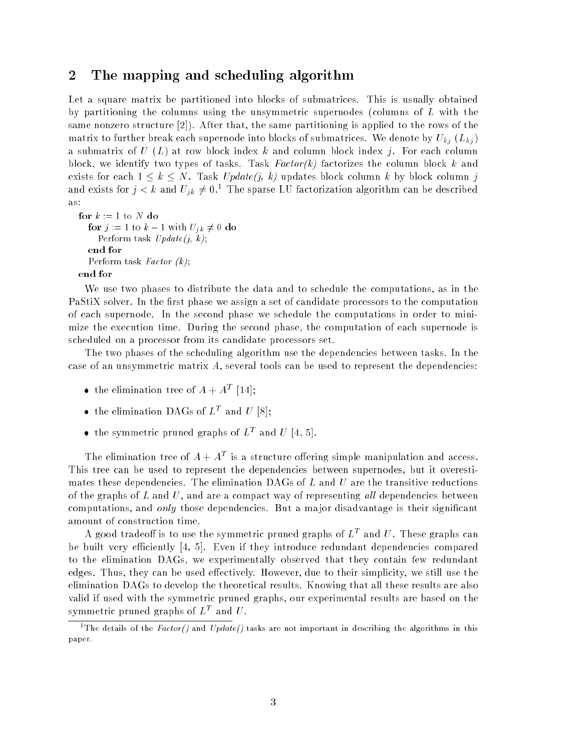## 2 The mapping and scheduling algorithm

Let a square matrix be partitioned into blocks of submatrices. This is usually obtained by partitioning the columns using the unsymmetric supernodes (columns of $L$ with the same nonzero structure [2]). After that, the same partitioning is applied to the rows of the matrix to further break each supernode into blocks of submatrices. We denote by $U_{kj}$ ($L_{kj}$) a submatrix of $U$ ($L$) at row block index $k$ and column block index $j$. For each column block, we identify two types of tasks. Task *Factor(k)* factorizes the column block $k$ and exists for each $1 \leq k \leq N$. Task *Update(j, k)* updates block column $k$ by block column $j$ and exists for $j < k$ and $U_{jk} \neq 0$.[1] The sparse LU factorization algorithm can be described as:

```
for k := 1 to N do
   for j := 1 to k − 1 with U_jk ≠ 0 do
      Perform task Update(j, k);
   end for
   Perform task Factor (k);
end for
```

We use two phases to distribute the data and to schedule the computations, as in the PaStiX solver. In the first phase we assign a set of candidate processors to the computation of each supernode. In the second phase we schedule the computations in order to minimize the execution time. During the second phase, the computation of each supernode is scheduled on a processor from its candidate processors set.

The two phases of the scheduling algorithm use the dependencies between tasks. In the case of an unsymmetric matrix $A$, several tools can be used to represent the dependencies:

- the elimination tree of $A + A^T$ [14];
- the elimination DAGs of $L^T$ and $U$ [8];
- the symmetric pruned graphs of $L^T$ and $U$ [4, 5].

The elimination tree of $A + A^T$ is a structure offering simple manipulation and access. This tree can be used to represent the dependencies between supernodes, but it overestimates these dependencies. The elimination DAGs of $L$ and $U$ are the transitive reductions of the graphs of $L$ and $U$, and are a compact way of representing *all* dependencies between computations, and *only* those dependencies. But a major disadvantage is their significant amount of construction time.

A good tradeoff is to use the symmetric pruned graphs of $L^T$ and $U$. These graphs can be built very efficiently [4, 5]. Even if they introduce redundant dependencies compared to the elimination DAGs, we experimentally observed that they contain few redundant edges. Thus, they can be used effectively. However, due to their simplicity, we still use the elimination DAGs to develop the theoretical results. Knowing that all these results are also valid if used with the symmetric pruned graphs, our experimental results are based on the symmetric pruned graphs of $L^T$ and $U$.

[1] The details of the *Factor()* and *Update()* tasks are not important in describing the algorithms in this paper.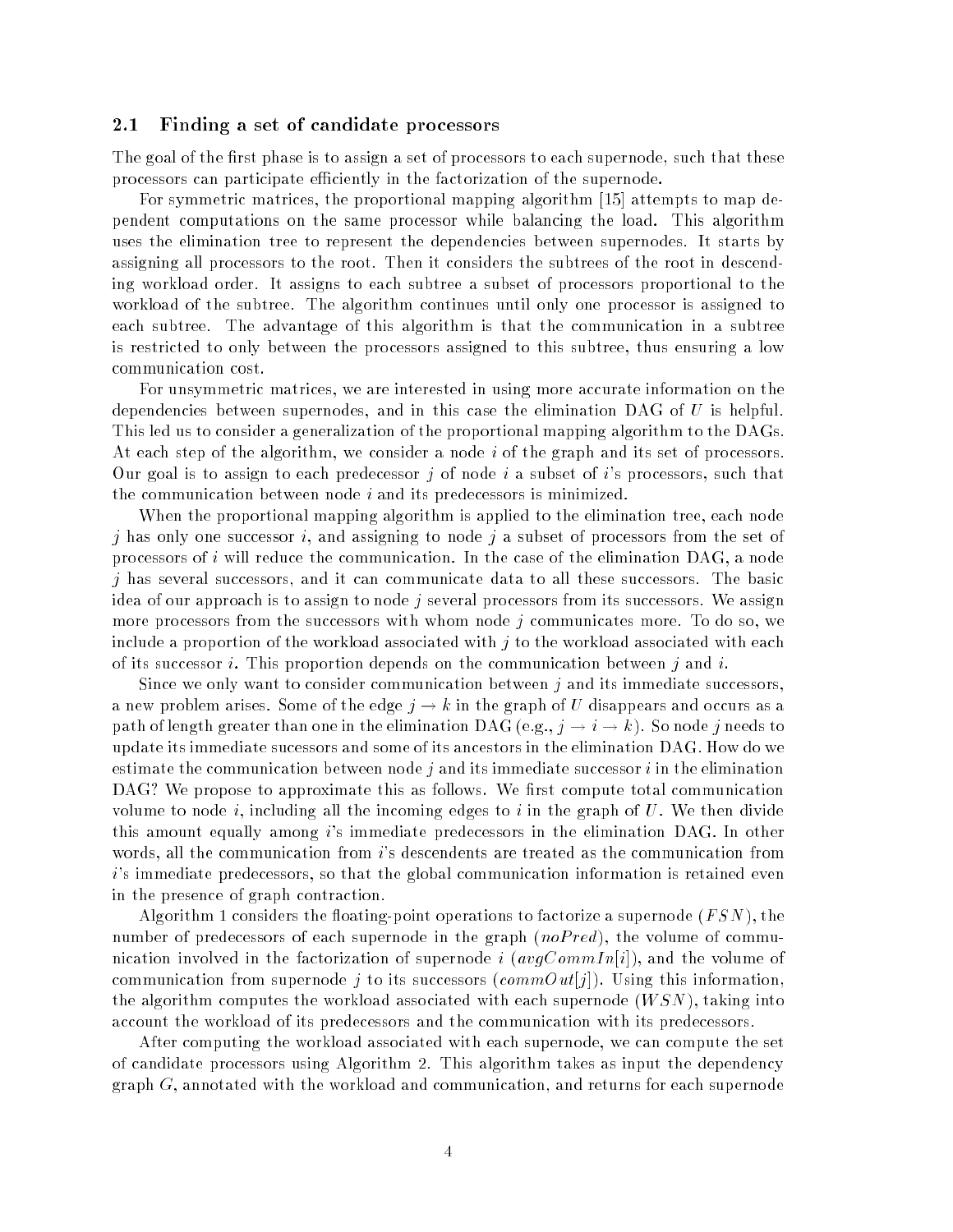### 2.1 Finding a set of candidate processors

The goal of the first phase is to assign a set of processors to each supernode, such that these processors can participate efficiently in the factorization of the supernode.

For symmetric matrices, the proportional mapping algorithm [15] attempts to map dependent computations on the same processor while balancing the load. This algorithm uses the elimination tree to represent the dependencies between supernodes. It starts by assigning all processors to the root. Then it considers the subtrees of the root in descending workload order. It assigns to each subtree a subset of processors proportional to the workload of the subtree. The algorithm continues until only one processor is assigned to each subtree. The advantage of this algorithm is that the communication in a subtree is restricted to only between the processors assigned to this subtree, thus ensuring a low communication cost.

For unsymmetric matrices, we are interested in using more accurate information on the dependencies between supernodes, and in this case the elimination DAG of $U$ is helpful. This led us to consider a generalization of the proportional mapping algorithm to the DAGs. At each step of the algorithm, we consider a node $i$ of the graph and its set of processors. Our goal is to assign to each predecessor $j$ of node $i$ a subset of $i$'s processors, such that the communication between node $i$ and its predecessors is minimized.

When the proportional mapping algorithm is applied to the elimination tree, each node $j$ has only one successor $i$, and assigning to node $j$ a subset of processors from the set of processors of $i$ will reduce the communication. In the case of the elimination DAG, a node $j$ has several successors, and it can communicate data to all these successors. The basic idea of our approach is to assign to node $j$ several processors from its successors. We assign more processors from the successors with whom node $j$ communicates more. To do so, we include a proportion of the workload associated with $j$ to the workload associated with each of its successor $i$. This proportion depends on the communication between $j$ and $i$.

Since we only want to consider communication between $j$ and its immediate successors, a new problem arises. Some of the edge $j \rightarrow k$ in the graph of $U$ disappears and occurs as a path of length greater than one in the elimination DAG (e.g., $j \rightarrow i \rightarrow k$). So node $j$ needs to update its immediate sucessors and some of its ancestors in the elimination DAG. How do we estimate the communication between node $j$ and its immediate successor $i$ in the elimination DAG? We propose to approximate this as follows. We first compute total communication volume to node $i$, including all the incoming edges to $i$ in the graph of $U$. We then divide this amount equally among $i$'s immediate predecessors in the elimination DAG. In other words, all the communication from $i$'s descendents are treated as the communication from $i$'s immediate predecessors, so that the global communication information is retained even in the presence of graph contraction.

Algorithm 1 considers the floating-point operations to factorize a supernode ($FSN$), the number of predecessors of each supernode in the graph ($noPred$), the volume of communication involved in the factorization of supernode $i$ ($avgCommIn[i]$), and the volume of communication from supernode $j$ to its successors ($commOut[j]$). Using this information, the algorithm computes the workload associated with each supernode ($WSN$), taking into account the workload of its predecessors and the communication with its predecessors.

After computing the workload associated with each supernode, we can compute the set of candidate processors using Algorithm 2. This algorithm takes as input the dependency graph $G$, annotated with the workload and communication, and returns for each supernode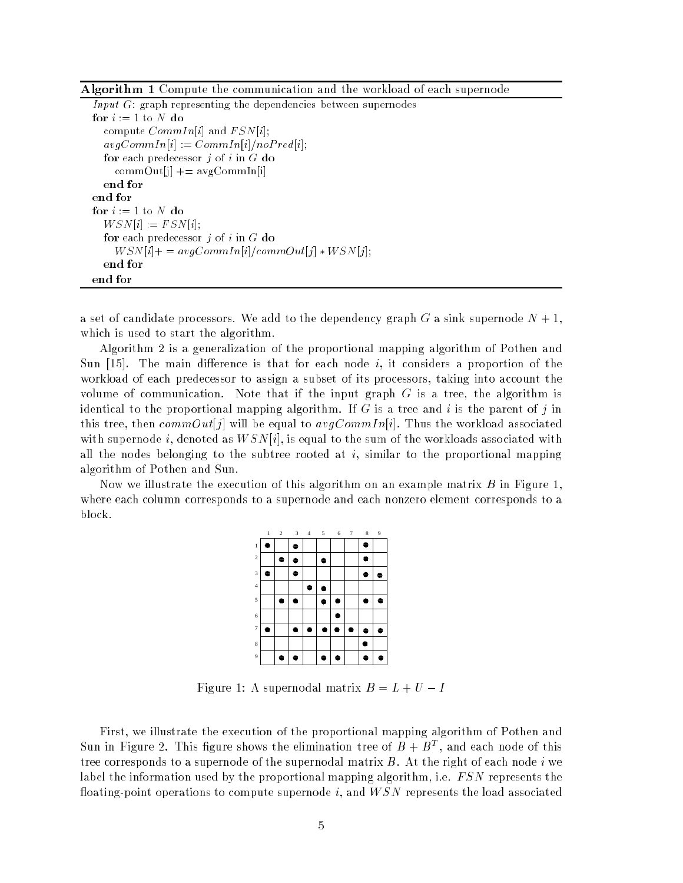**Algorithm 1** Compute the communication and the workload of each supernode

```
Input G: graph representing the dependencies between supernodes
for i := 1 to N do
  compute CommIn[i] and FSN[i];
  avgCommIn[i] := CommIn[i]/noPred[i];
  for each predecessor j of i in G do
    commOut[j] += avgCommIn[i]
  end for
end for
for i := 1 to N do
  WSN[i] := FSN[i];
  for each predecessor j of i in G do
    WSN[i]+ = avgCommIn[i]/commOut[j] * WSN[j];
  end for
end for
```

a set of candidate processors. We add to the dependency graph $G$ a sink supernode $N+1$, which is used to start the algorithm.

Algorithm 2 is a generalization of the proportional mapping algorithm of Pothen and Sun [15]. The main difference is that for each node $i$, it considers a proportion of the workload of each predecessor to assign a subset of its processors, taking into account the volume of communication. Note that if the input graph $G$ is a tree, the algorithm is identical to the proportional mapping algorithm. If $G$ is a tree and $i$ is the parent of $j$ in this tree, then $commOut[j]$ will be equal to $avgCommIn[i]$. Thus the workload associated with supernode $i$, denoted as $WSN[i]$, is equal to the sum of the workloads associated with all the nodes belonging to the subtree rooted at $i$, similar to the proportional mapping algorithm of Pothen and Sun.

Now we illustrate the execution of this algorithm on an example matrix $B$ in Figure 1, where each column corresponds to a supernode and each nonzero element corresponds to a block.

|   | 1 | 2 | 3 | 4 | 5 | 6 | 7 | 8 | 9 |
|---|---|---|---|---|---|---|---|---|---|
| 1 | ● |   | ● |   |   |   |   | ● |   |
| 2 |   | ● | ● |   | ● |   |   | ● |   |
| 3 | ● |   | ● |   |   |   |   | ● | ● |
| 4 |   |   |   | ● | ● |   |   |   |   |
| 5 |   | ● | ● |   | ● | ● |   | ● | ● |
| 6 |   |   |   |   |   | ● |   |   |   |
| 7 | ● |   | ● | ● | ● | ● | ● | ● | ● |
| 8 |   |   |   |   |   |   |   | ● |   |
| 9 |   | ● | ● |   | ● | ● |   | ● | ● |

Figure 1: A supernodal matrix $B = L + U - I$

First, we illustrate the execution of the proportional mapping algorithm of Pothen and Sun in Figure 2. This figure shows the elimination tree of $B + B^T$, and each node of this tree corresponds to a supernode of the supernodal matrix $B$. At the right of each node $i$ we label the information used by the proportional mapping algorithm, i.e. $FSN$ represents the floating-point operations to compute supernode $i$, and $WSN$ represents the load associated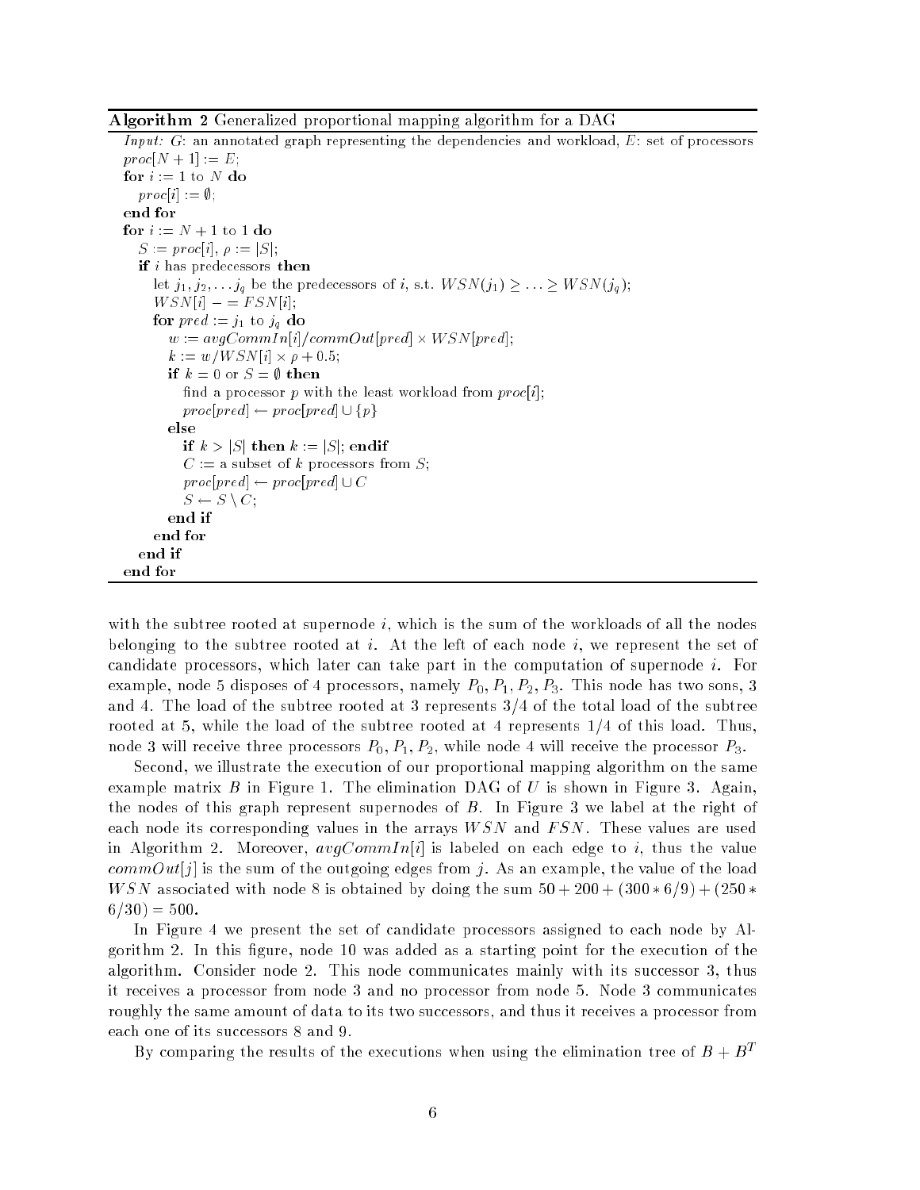**Algorithm 2** Generalized proportional mapping algorithm for a DAG

```
Input: G: an annotated graph representing the dependencies and workload, E: set of processors
proc[N + 1] := E;
for i := 1 to N do
  proc[i] := ∅;
end for
for i := N + 1 to 1 do
  S := proc[i], ρ := |S|;
  if i has predecessors then
    let j_1, j_2, ... j_q be the predecessors of i, s.t. WSN(j_1) ≥ ... ≥ WSN(j_q);
    WSN[i] − = FSN[i];
    for pred := j_1 to j_q do
      w := avgCommIn[i]/commOut[pred] × WSN[pred];
      k := w/WSN[i] × ρ + 0.5;
      if k = 0 or S = ∅ then
        find a processor p with the least workload from proc[i];
        proc[pred] ← proc[pred] ∪ {p}
      else
        if k > |S| then k := |S|; endif
        C := a subset of k processors from S;
        proc[pred] ← proc[pred] ∪ C
        S ← S \ C;
      end if
    end for
  end if
end for
```

with the subtree rooted at supernode $i$, which is the sum of the workloads of all the nodes belonging to the subtree rooted at $i$. At the left of each node $i$, we represent the set of candidate processors, which later can take part in the computation of supernode $i$. For example, node 5 disposes of 4 processors, namely $P_0, P_1, P_2, P_3$. This node has two sons, 3 and 4. The load of the subtree rooted at 3 represents 3/4 of the total load of the subtree rooted at 5, while the load of the subtree rooted at 4 represents 1/4 of this load. Thus, node 3 will receive three processors $P_0, P_1, P_2$, while node 4 will receive the processor $P_3$.

Second, we illustrate the execution of our proportional mapping algorithm on the same example matrix $B$ in Figure 1. The elimination DAG of $U$ is shown in Figure 3. Again, the nodes of this graph represent supernodes of $B$. In Figure 3 we label at the right of each node its corresponding values in the arrays $WSN$ and $FSN$. These values are used in Algorithm 2. Moreover, $avgCommIn[i]$ is labeled on each edge to $i$, thus the value $commOut[j]$ is the sum of the outgoing edges from $j$. As an example, the value of the load $WSN$ associated with node 8 is obtained by doing the sum $50 + 200 + (300 * 6/9) + (250 * 6/30) = 500$.

In Figure 4 we present the set of candidate processors assigned to each node by Algorithm 2. In this figure, node 10 was added as a starting point for the execution of the algorithm. Consider node 2. This node communicates mainly with its successor 3, thus it receives a processor from node 3 and no processor from node 5. Node 3 communicates roughly the same amount of data to its two successors, and thus it receives a processor from each one of its successors 8 and 9.

By comparing the results of the executions when using the elimination tree of $B + B^T$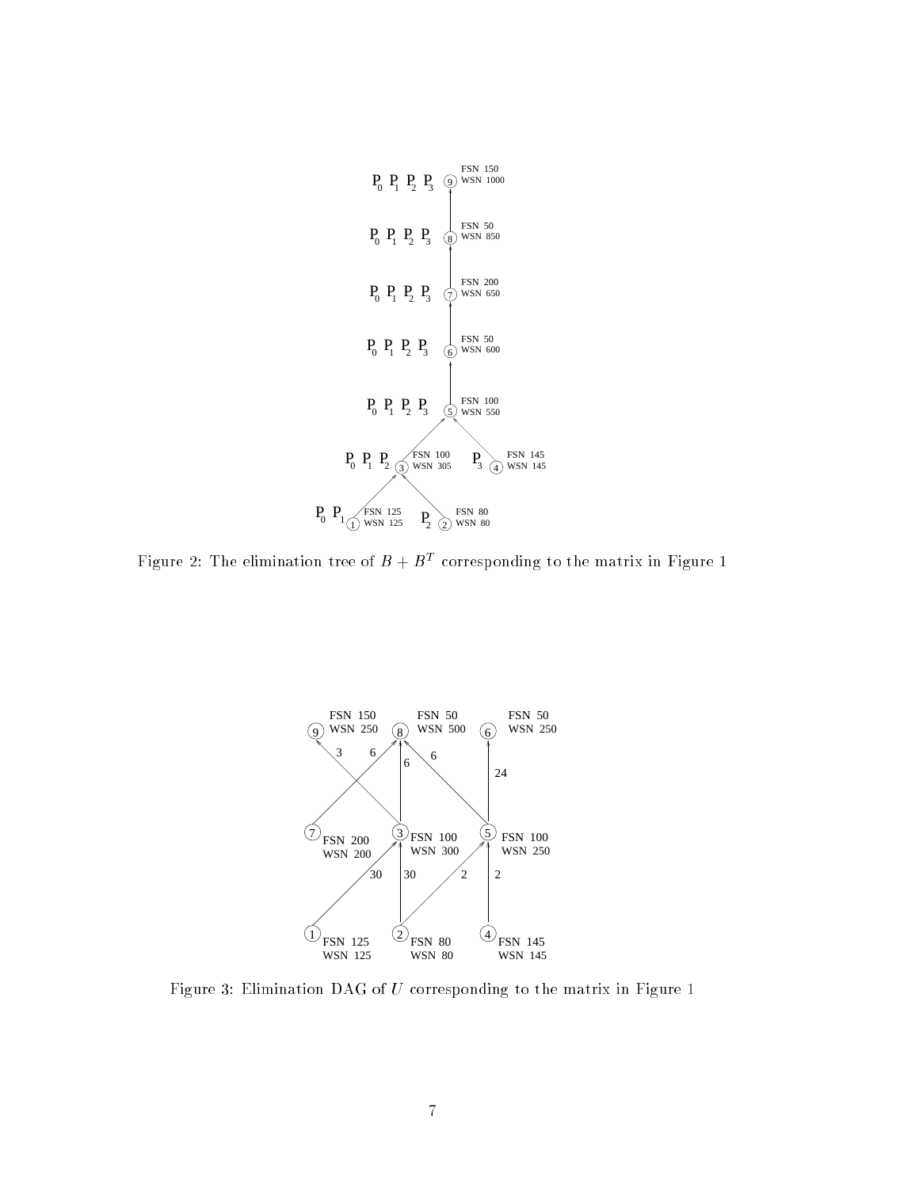Figure 2: The elimination tree of $B + B^T$ corresponding to the matrix in Figure 1

Figure 3: Elimination DAG of $U$ corresponding to the matrix in Figure 1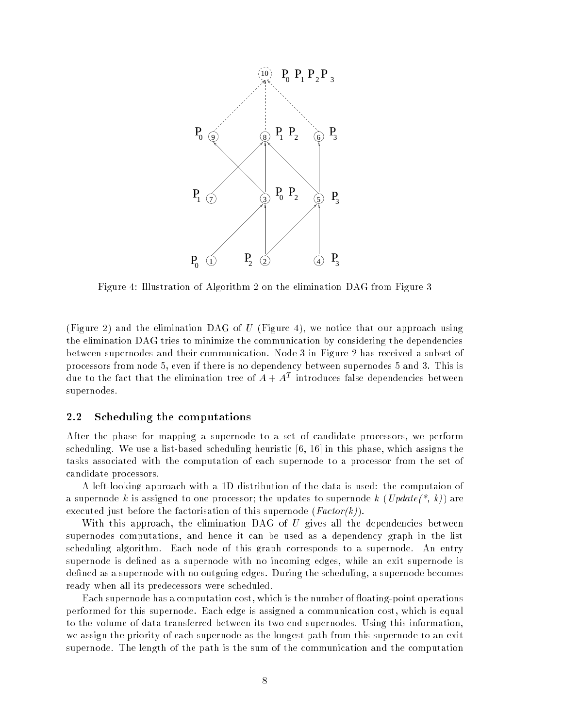Figure 4: Illustration of Algorithm 2 on the elimination DAG from Figure 3

(Figure 2) and the elimination DAG of $U$ (Figure 4), we notice that our approach using the elimination DAG tries to minimize the communication by considering the dependencies between supernodes and their communication. Node 3 in Figure 2 has received a subset of processors from node 5, even if there is no dependency between supernodes 5 and 3. This is due to the fact that the elimination tree of $A + A^T$ introduces false dependencies between supernodes.

## 2.2 Scheduling the computations

After the phase for mapping a supernode to a set of candidate processors, we perform scheduling. We use a list-based scheduling heuristic [6, 16] in this phase, which assigns the tasks associated with the computation of each supernode to a processor from the set of candidate processors.

A left-looking approach with a 1D distribution of the data is used: the computaion of a supernode $k$ is assigned to one processor; the updates to supernode $k$ (*Update(\*, k)*) are executed just before the factorisation of this supernode (*Factor(k)*).

With this approach, the elimination DAG of $U$ gives all the dependencies between supernodes computations, and hence it can be used as a dependency graph in the list scheduling algorithm. Each node of this graph corresponds to a supernode. An entry supernode is defined as a supernode with no incoming edges, while an exit supernode is defined as a supernode with no outgoing edges. During the scheduling, a supernode becomes ready when all its predecessors were scheduled.

Each supernode has a computation cost, which is the number of floating-point operations performed for this supernode. Each edge is assigned a communication cost, which is equal to the volume of data transferred between its two end supernodes. Using this information, we assign the priority of each supernode as the longest path from this supernode to an exit supernode. The length of the path is the sum of the communication and the computation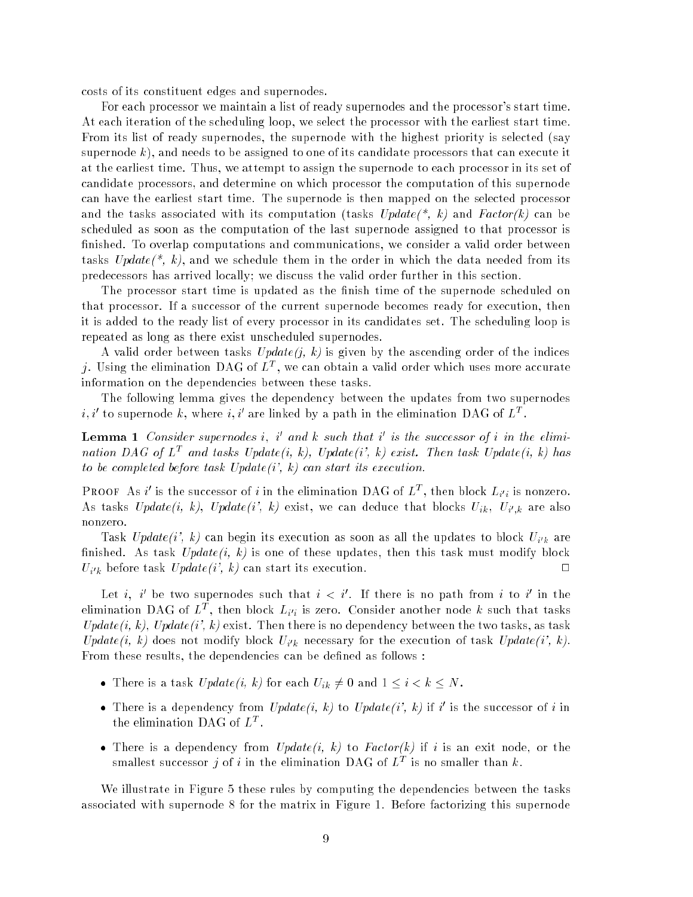costs of its constituent edges and supernodes.

For each processor we maintain a list of ready supernodes and the processor's start time. At each iteration of the scheduling loop, we select the processor with the earliest start time. From its list of ready supernodes, the supernode with the highest priority is selected (say supernode $k$), and needs to be assigned to one of its candidate processors that can execute it at the earliest time. Thus, we attempt to assign the supernode to each processor in its set of candidate processors, and determine on which processor the computation of this supernode can have the earliest start time. The supernode is then mapped on the selected processor and the tasks associated with its computation (tasks *Update(\*, k)* and *Factor(k)* can be scheduled as soon as the computation of the last supernode assigned to that processor is finished. To overlap computations and communications, we consider a valid order between tasks *Update(\*, k)*, and we schedule them in the order in which the data needed from its predecessors has arrived locally; we discuss the valid order further in this section.

The processor start time is updated as the finish time of the supernode scheduled on that processor. If a successor of the current supernode becomes ready for execution, then it is added to the ready list of every processor in its candidates set. The scheduling loop is repeated as long as there exist unscheduled supernodes.

A valid order between tasks *Update(j, k)* is given by the ascending order of the indices $j$. Using the elimination DAG of $L^T$, we can obtain a valid order which uses more accurate information on the dependencies between these tasks.

The following lemma gives the dependency between the updates from two supernodes $i, i'$ to supernode $k$, where $i, i'$ are linked by a path in the elimination DAG of $L^T$.

**Lemma 1** *Consider supernodes $i$, $i'$ and $k$ such that $i'$ is the successor of $i$ in the elimination DAG of $L^T$ and tasks Update(i, k), Update(i', k) exist. Then task Update(i, k) has to be completed before task Update(i', k) can start its execution.*

Proof As $i'$ is the successor of $i$ in the elimination DAG of $L^T$, then block $L_{i'i}$ is nonzero. As tasks *Update(i, k)*, *Update(i', k)* exist, we can deduce that blocks $U_{ik}$, $U_{i',k}$ are also nonzero.

Task *Update(i', k)* can begin its execution as soon as all the updates to block $U_{i'k}$ are finished. As task *Update(i, k)* is one of these updates, then this task must modify block $U_{i'k}$ before task *Update(i', k)* can start its execution. □

Let $i$, $i'$ be two supernodes such that $i < i'$. If there is no path from $i$ to $i'$ in the elimination DAG of $L^T$, then block $L_{i'i}$ is zero. Consider another node $k$ such that tasks *Update(i, k)*, *Update(i', k)* exist. Then there is no dependency between the two tasks, as task *Update(i, k)* does not modify block $U_{i'k}$ necessary for the execution of task *Update(i', k)*. From these results, the dependencies can be defined as follows :

- There is a task *Update(i, k)* for each $U_{ik} \neq 0$ and $1 \leq i < k \leq N$.
- There is a dependency from *Update(i, k)* to *Update(i', k)* if $i'$ is the successor of $i$ in the elimination DAG of $L^T$.
- There is a dependency from *Update(i, k)* to *Factor(k)* if $i$ is an exit node, or the smallest successor $j$ of $i$ in the elimination DAG of $L^T$ is no smaller than $k$.

We illustrate in Figure 5 these rules by computing the dependencies between the tasks associated with supernode 8 for the matrix in Figure 1. Before factorizing this supernode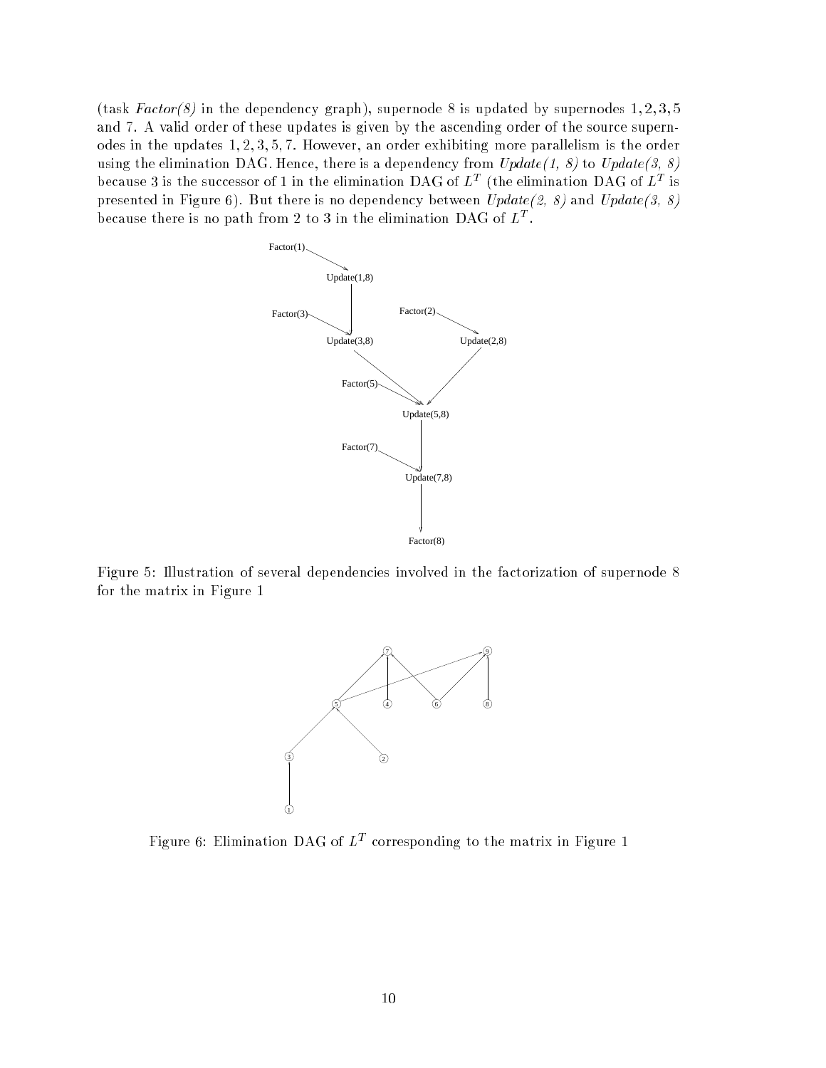(task *Factor(8)* in the dependency graph), supernode 8 is updated by supernodes 1, 2, 3, 5 and 7. A valid order of these updates is given by the ascending order of the source supernodes in the updates 1, 2, 3, 5, 7. However, an order exhibiting more parallelism is the order using the elimination DAG. Hence, there is a dependency from *Update(1, 8)* to *Update(3, 8)* because 3 is the successor of 1 in the elimination DAG of $L^T$ (the elimination DAG of $L^T$ is presented in Figure 6). But there is no dependency between *Update(2, 8)* and *Update(3, 8)* because there is no path from 2 to 3 in the elimination DAG of $L^T$.

Figure 5: Illustration of several dependencies involved in the factorization of supernode 8 for the matrix in Figure 1

Figure 6: Elimination DAG of $L^T$ corresponding to the matrix in Figure 1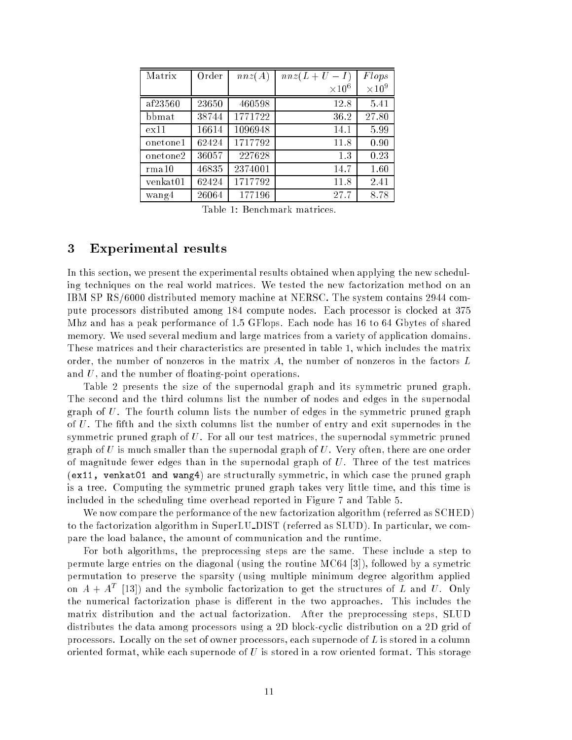| Matrix | Order | $nnz(A)$ | $nnz(L+U-I)$ $\times 10^6$ | $Flops$ $\times 10^9$ |
|---|---|---|---|---|
| af23560 | 23650 | 460598 | 12.8 | 5.41 |
| bbmat | 38744 | 1771722 | 36.2 | 27.80 |
| ex11 | 16614 | 1096948 | 14.1 | 5.99 |
| onetone1 | 62424 | 1717792 | 11.8 | 0.90 |
| onetone2 | 36057 | 227628 | 1.3 | 0.23 |
| rma10 | 46835 | 2374001 | 14.7 | 1.60 |
| venkat01 | 62424 | 1717792 | 11.8 | 2.41 |
| wang4 | 26064 | 177196 | 27.7 | 8.78 |

Table 1: Benchmark matrices.

## 3 Experimental results

In this section, we present the experimental results obtained when applying the new scheduling techniques on the real world matrices. We tested the new factorization method on an IBM SP RS/6000 distributed memory machine at NERSC. The system contains 2944 compute processors distributed among 184 compute nodes. Each processor is clocked at 375 Mhz and has a peak performance of 1.5 GFlops. Each node has 16 to 64 Gbytes of shared memory. We used several medium and large matrices from a variety of application domains. These matrices and their characteristics are presented in table 1, which includes the matrix order, the number of nonzeros in the matrix $A$, the number of nonzeros in the factors $L$ and $U$, and the number of floating-point operations.

Table 2 presents the size of the supernodal graph and its symmetric pruned graph. The second and the third columns list the number of nodes and edges in the supernodal graph of $U$. The fourth column lists the number of edges in the symmetric pruned graph of $U$. The fifth and the sixth columns list the number of entry and exit supernodes in the symmetric pruned graph of $U$. For all our test matrices, the supernodal symmetric pruned graph of $U$ is much smaller than the supernodal graph of $U$. Very often, there are one order of magnitude fewer edges than in the supernodal graph of $U$. Three of the test matrices (`ex11, venkat01 and wang4`) are structurally symmetric, in which case the pruned graph is a tree. Computing the symmetric pruned graph takes very little time, and this time is included in the scheduling time overhead reported in Figure 7 and Table 5.

We now compare the performance of the new factorization algorithm (referred as SCHED) to the factorization algorithm in SuperLU_DIST (referred as SLUD). In particular, we compare the load balance, the amount of communication and the runtime.

For both algorithms, the preprocessing steps are the same. These include a step to permute large entries on the diagonal (using the routine MC64 [3]), followed by a symetric permutation to preserve the sparsity (using multiple minimum degree algorithm applied on $A + A^T$ [13]) and the symbolic factorization to get the structures of $L$ and $U$. Only the numerical factorization phase is different in the two approaches. This includes the matrix distribution and the actual factorization. After the preprocessing steps, SLUD distributes the data among processors using a 2D block-cyclic distribution on a 2D grid of processors. Locally on the set of owner processors, each supernode of $L$ is stored in a column oriented format, while each supernode of $U$ is stored in a row oriented format. This storage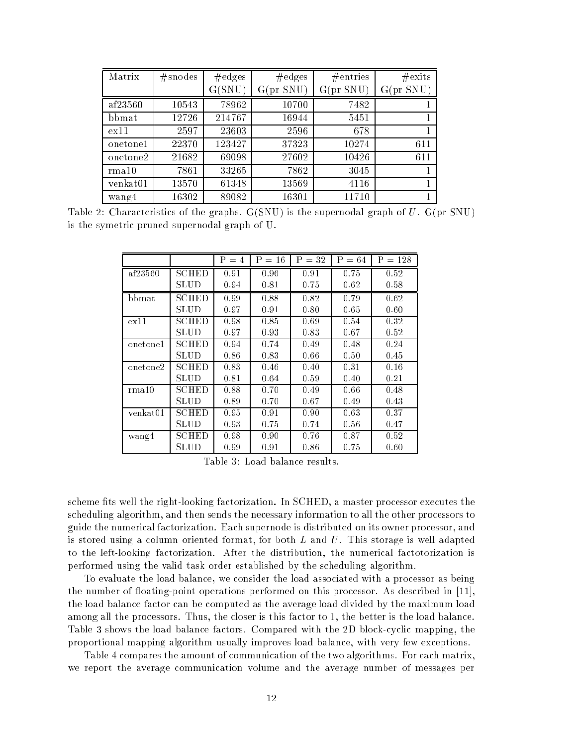| Matrix | #snodes | #edges G(SNU) | #edges G(pr SNU) | #entries G(pr SNU) | #exits G(pr SNU) |
|---|---|---|---|---|---|
| af23560 | 10543 | 78962 | 10700 | 7482 | 1 |
| bbmat | 12726 | 214767 | 16944 | 5451 | 1 |
| ex11 | 2597 | 23603 | 2596 | 678 | 1 |
| onetone1 | 22370 | 123427 | 37323 | 10274 | 611 |
| onetone2 | 21682 | 69098 | 27602 | 10426 | 611 |
| rma10 | 7861 | 33265 | 7862 | 3045 | 1 |
| venkat01 | 13570 | 61348 | 13569 | 4116 | 1 |
| wang4 | 16302 | 89082 | 16301 | 11710 | 1 |

Table 2: Characteristics of the graphs. G(SNU) is the supernodal graph of $U$. G(pr SNU) is the symetric pruned supernodal graph of U.

| | | P = 4 | P = 16 | P = 32 | P = 64 | P = 128 |
|---|---|---|---|---|---|---|
| af23560 | SCHED | 0.91 | 0.96 | 0.91 | 0.75 | 0.52 |
| | SLUD | 0.94 | 0.81 | 0.75 | 0.62 | 0.58 |
| bbmat | SCHED | 0.99 | 0.88 | 0.82 | 0.79 | 0.62 |
| | SLUD | 0.97 | 0.91 | 0.80 | 0.65 | 0.60 |
| ex11 | SCHED | 0.98 | 0.85 | 0.69 | 0.54 | 0.32 |
| | SLUD | 0.97 | 0.93 | 0.83 | 0.67 | 0.52 |
| onetone1 | SCHED | 0.94 | 0.74 | 0.49 | 0.48 | 0.24 |
| | SLUD | 0.86 | 0.83 | 0.66 | 0.50 | 0.45 |
| onetone2 | SCHED | 0.83 | 0.46 | 0.40 | 0.31 | 0.16 |
| | SLUD | 0.81 | 0.64 | 0.59 | 0.40 | 0.21 |
| rma10 | SCHED | 0.88 | 0.70 | 0.49 | 0.66 | 0.48 |
| | SLUD | 0.89 | 0.70 | 0.67 | 0.49 | 0.43 |
| venkat01 | SCHED | 0.95 | 0.91 | 0.90 | 0.63 | 0.37 |
| | SLUD | 0.93 | 0.75 | 0.74 | 0.56 | 0.47 |
| wang4 | SCHED | 0.98 | 0.90 | 0.76 | 0.87 | 0.52 |
| | SLUD | 0.99 | 0.91 | 0.86 | 0.75 | 0.60 |

Table 3: Load balance results.

scheme fits well the right-looking factorization. In SCHED, a master processor executes the scheduling algorithm, and then sends the necessary information to all the other processors to guide the numerical factorization. Each supernode is distributed on its owner processor, and is stored using a column oriented format, for both $L$ and $U$. This storage is well adapted to the left-looking factorization. After the distribution, the numerical factotorization is performed using the valid task order established by the scheduling algorithm.

To evaluate the load balance, we consider the load associated with a processor as being the number of floating-point operations performed on this processor. As described in [11], the load balance factor can be computed as the average load divided by the maximum load among all the processors. Thus, the closer is this factor to 1, the better is the load balance. Table 3 shows the load balance factors. Compared with the 2D block-cyclic mapping, the proportional mapping algorithm usually improves load balance, with very few exceptions.

Table 4 compares the amount of communication of the two algorithms. For each matrix, we report the average communication volume and the average number of messages per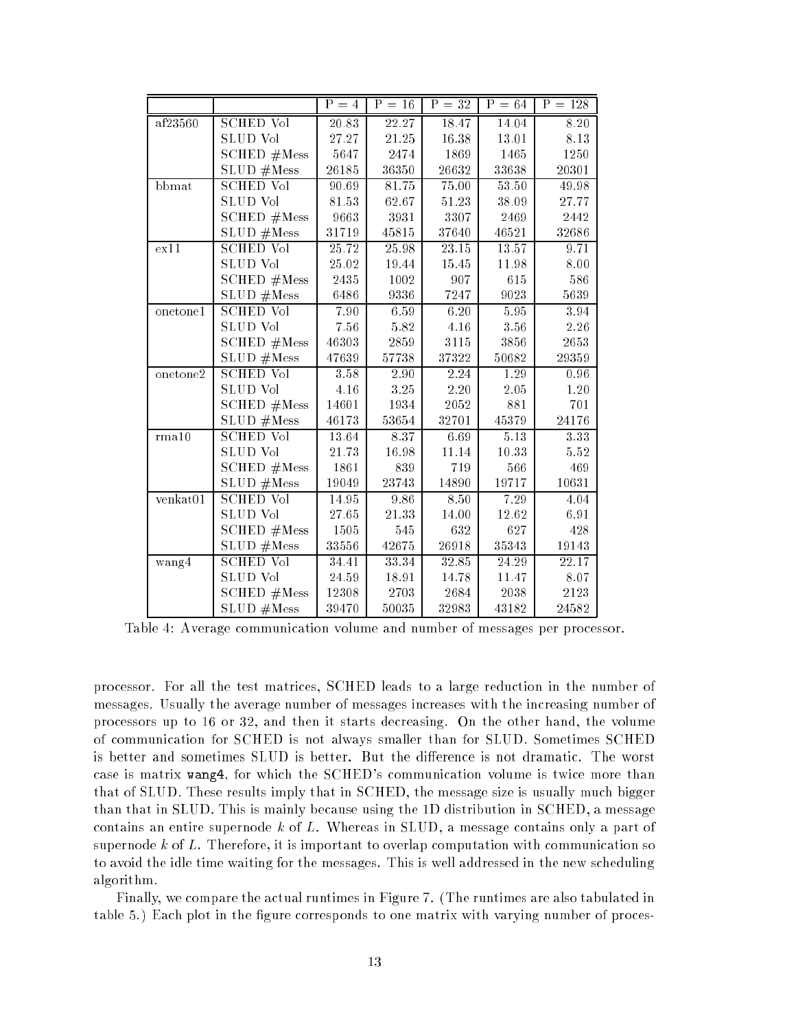| | | P = 4 | P = 16 | P = 32 | P = 64 | P = 128 |
|---|---|---|---|---|---|---|
| af23560 | SCHED Vol | 20.83 | 22.27 | 18.47 | 14.04 | 8.20 |
| | SLUD Vol | 27.27 | 21.25 | 16.38 | 13.01 | 8.13 |
| | SCHED #Mess | 5647 | 2474 | 1869 | 1465 | 1250 |
| | SLUD #Mess | 26185 | 36350 | 26632 | 33638 | 20301 |
| bbmat | SCHED Vol | 90.69 | 81.75 | 75.00 | 53.50 | 49.98 |
| | SLUD Vol | 81.53 | 62.67 | 51.23 | 38.09 | 27.77 |
| | SCHED #Mess | 9663 | 3931 | 3307 | 2469 | 2442 |
| | SLUD #Mess | 31719 | 45815 | 37640 | 46521 | 32686 |
| ex11 | SCHED Vol | 25.72 | 25.98 | 23.15 | 13.57 | 9.71 |
| | SLUD Vol | 25.02 | 19.44 | 15.45 | 11.98 | 8.00 |
| | SCHED #Mess | 2435 | 1002 | 907 | 615 | 586 |
| | SLUD #Mess | 6486 | 9336 | 7247 | 9023 | 5639 |
| onetone1 | SCHED Vol | 7.90 | 6.59 | 6.20 | 5.95 | 3.94 |
| | SLUD Vol | 7.56 | 5.82 | 4.16 | 3.56 | 2.26 |
| | SCHED #Mess | 46303 | 2859 | 3115 | 3856 | 2653 |
| | SLUD #Mess | 47639 | 57738 | 37322 | 50682 | 29359 |
| onetone2 | SCHED Vol | 3.58 | 2.90 | 2.24 | 1.29 | 0.96 |
| | SLUD Vol | 4.16 | 3.25 | 2.20 | 2.05 | 1.20 |
| | SCHED #Mess | 14601 | 1934 | 2052 | 881 | 701 |
| | SLUD #Mess | 46173 | 53654 | 32701 | 45379 | 24176 |
| rma10 | SCHED Vol | 13.64 | 8.37 | 6.69 | 5.13 | 3.33 |
| | SLUD Vol | 21.73 | 16.98 | 11.14 | 10.33 | 5.52 |
| | SCHED #Mess | 1861 | 839 | 719 | 566 | 469 |
| | SLUD #Mess | 19049 | 23743 | 14890 | 19717 | 10631 |
| venkat01 | SCHED Vol | 14.95 | 9.86 | 8.50 | 7.29 | 4.04 |
| | SLUD Vol | 27.65 | 21.33 | 14.00 | 12.62 | 6.91 |
| | SCHED #Mess | 1505 | 545 | 632 | 627 | 428 |
| | SLUD #Mess | 33556 | 42675 | 26918 | 35343 | 19143 |
| wang4 | SCHED Vol | 34.41 | 33.34 | 32.85 | 24.29 | 22.17 |
| | SLUD Vol | 24.59 | 18.91 | 14.78 | 11.47 | 8.07 |
| | SCHED #Mess | 12308 | 2703 | 2684 | 2038 | 2123 |
| | SLUD #Mess | 39470 | 50035 | 32983 | 43182 | 24582 |

Table 4: Average communication volume and number of messages per processor.

processor. For all the test matrices, SCHED leads to a large reduction in the number of messages. Usually the average number of messages increases with the increasing number of processors up to 16 or 32, and then it starts decreasing. On the other hand, the volume of communication for SCHED is not always smaller than for SLUD. Sometimes SCHED is better and sometimes SLUD is better. But the difference is not dramatic. The worst case is matrix `wang4`, for which the SCHED's communication volume is twice more than that of SLUD. These results imply that in SCHED, the message size is usually much bigger than that in SLUD. This is mainly because using the 1D distribution in SCHED, a message contains an entire supernode $k$ of $L$. Whereas in SLUD, a message contains only a part of supernode $k$ of $L$. Therefore, it is important to overlap computation with communication so to avoid the idle time waiting for the messages. This is well addressed in the new scheduling algorithm.

Finally, we compare the actual runtimes in Figure 7. (The runtimes are also tabulated in table 5.) Each plot in the figure corresponds to one matrix with varying number of proces-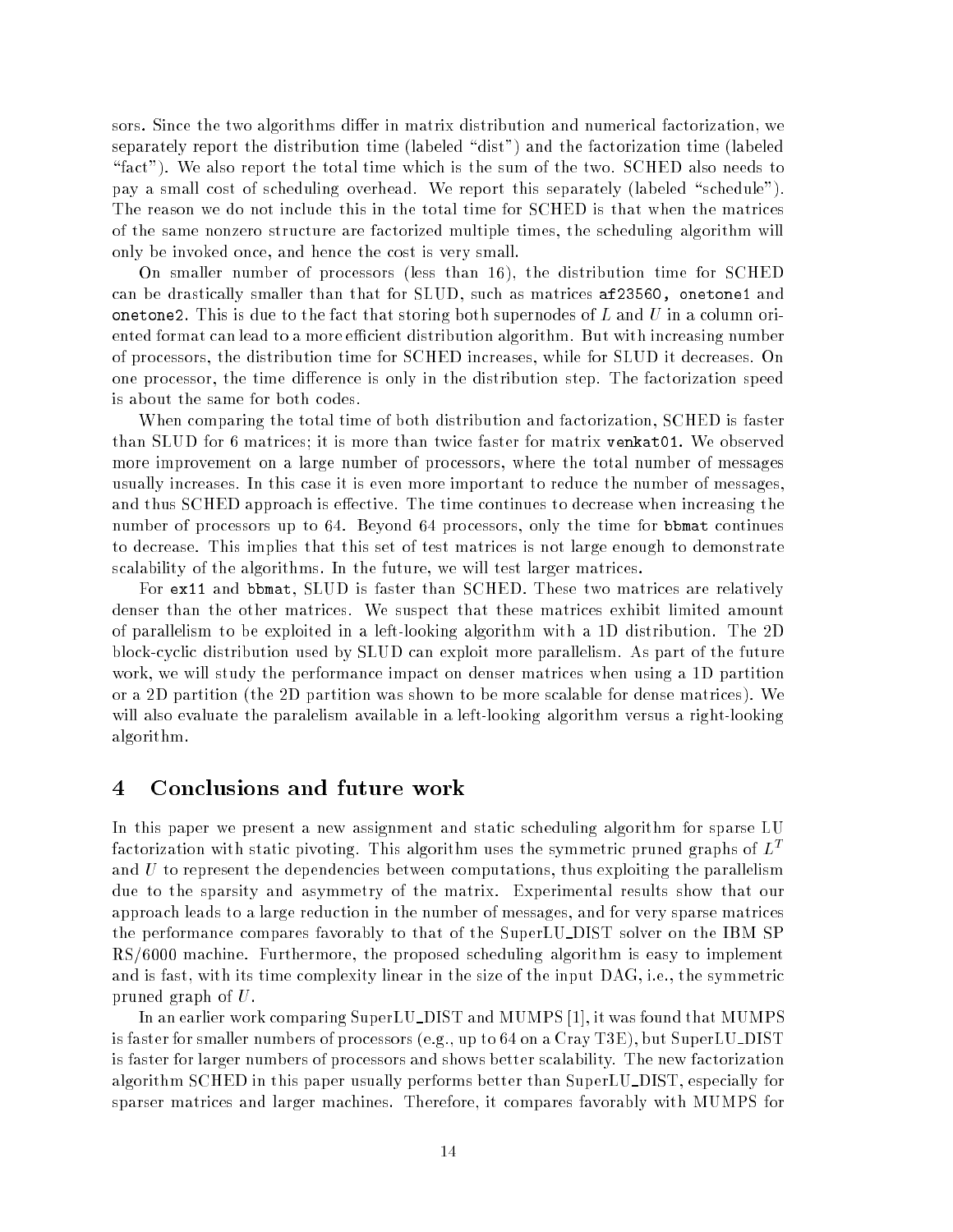sors. Since the two algorithms differ in matrix distribution and numerical factorization, we separately report the distribution time (labeled "dist") and the factorization time (labeled "fact"). We also report the total time which is the sum of the two. SCHED also needs to pay a small cost of scheduling overhead. We report this separately (labeled "schedule"). The reason we do not include this in the total time for SCHED is that when the matrices of the same nonzero structure are factorized multiple times, the scheduling algorithm will only be invoked once, and hence the cost is very small.

On smaller number of processors (less than 16), the distribution time for SCHED can be drastically smaller than that for SLUD, such as matrices `af23560, onetone1` and `onetone2`. This is due to the fact that storing both supernodes of $L$ and $U$ in a column oriented format can lead to a more efficient distribution algorithm. But with increasing number of processors, the distribution time for SCHED increases, while for SLUD it decreases. On one processor, the time difference is only in the distribution step. The factorization speed is about the same for both codes.

When comparing the total time of both distribution and factorization, SCHED is faster than SLUD for 6 matrices; it is more than twice faster for matrix `venkat01`. We observed more improvement on a large number of processors, where the total number of messages usually increases. In this case it is even more important to reduce the number of messages, and thus SCHED approach is effective. The time continues to decrease when increasing the number of processors up to 64. Beyond 64 processors, only the time for `bbmat` continues to decrease. This implies that this set of test matrices is not large enough to demonstrate scalability of the algorithms. In the future, we will test larger matrices.

For `ex11` and `bbmat`, SLUD is faster than SCHED. These two matrices are relatively denser than the other matrices. We suspect that these matrices exhibit limited amount of parallelism to be exploited in a left-looking algorithm with a 1D distribution. The 2D block-cyclic distribution used by SLUD can exploit more parallelism. As part of the future work, we will study the performance impact on denser matrices when using a 1D partition or a 2D partition (the 2D partition was shown to be more scalable for dense matrices). We will also evaluate the paralelism available in a left-looking algorithm versus a right-looking algorithm.

# 4 Conclusions and future work

In this paper we present a new assignment and static scheduling algorithm for sparse LU factorization with static pivoting. This algorithm uses the symmetric pruned graphs of $L^T$ and $U$ to represent the dependencies between computations, thus exploiting the parallelism due to the sparsity and asymmetry of the matrix. Experimental results show that our approach leads to a large reduction in the number of messages, and for very sparse matrices the performance compares favorably to that of the SuperLU_DIST solver on the IBM SP RS/6000 machine. Furthermore, the proposed scheduling algorithm is easy to implement and is fast, with its time complexity linear in the size of the input DAG, i.e., the symmetric pruned graph of $U$.

In an earlier work comparing SuperLU_DIST and MUMPS [1], it was found that MUMPS is faster for smaller numbers of processors (e.g., up to 64 on a Cray T3E), but SuperLU_DIST is faster for larger numbers of processors and shows better scalability. The new factorization algorithm SCHED in this paper usually performs better than SuperLU_DIST, especially for sparser matrices and larger machines. Therefore, it compares favorably with MUMPS for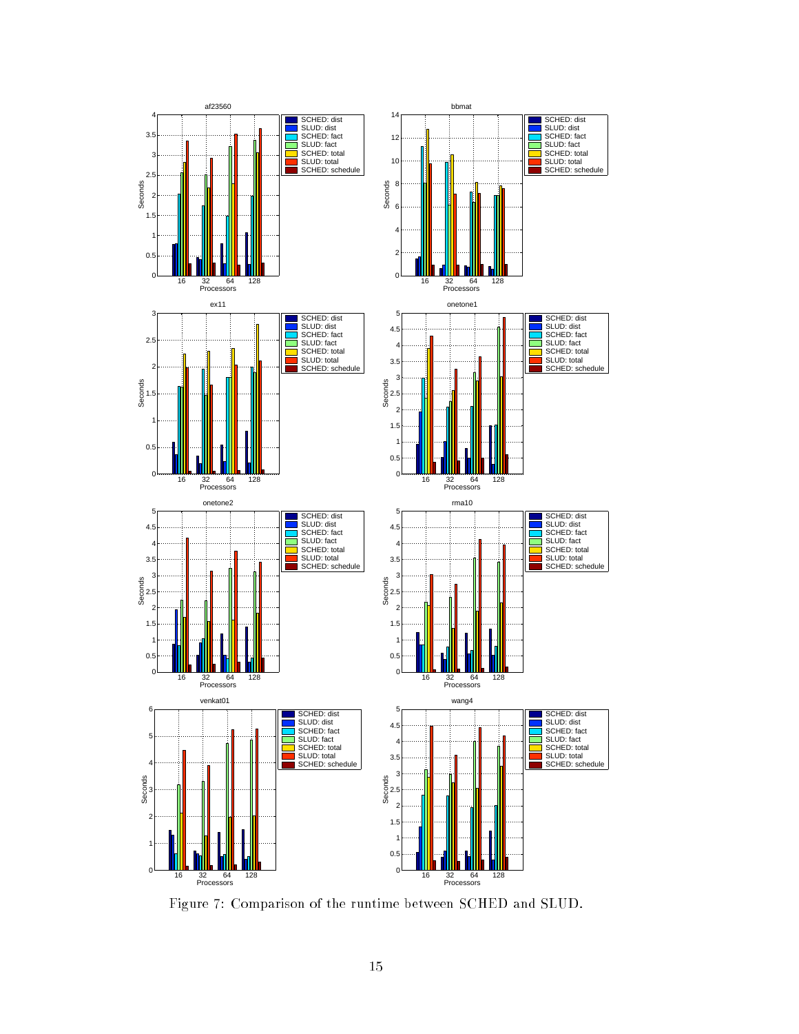Figure 7: Comparison of the runtime between SCHED and SLUD.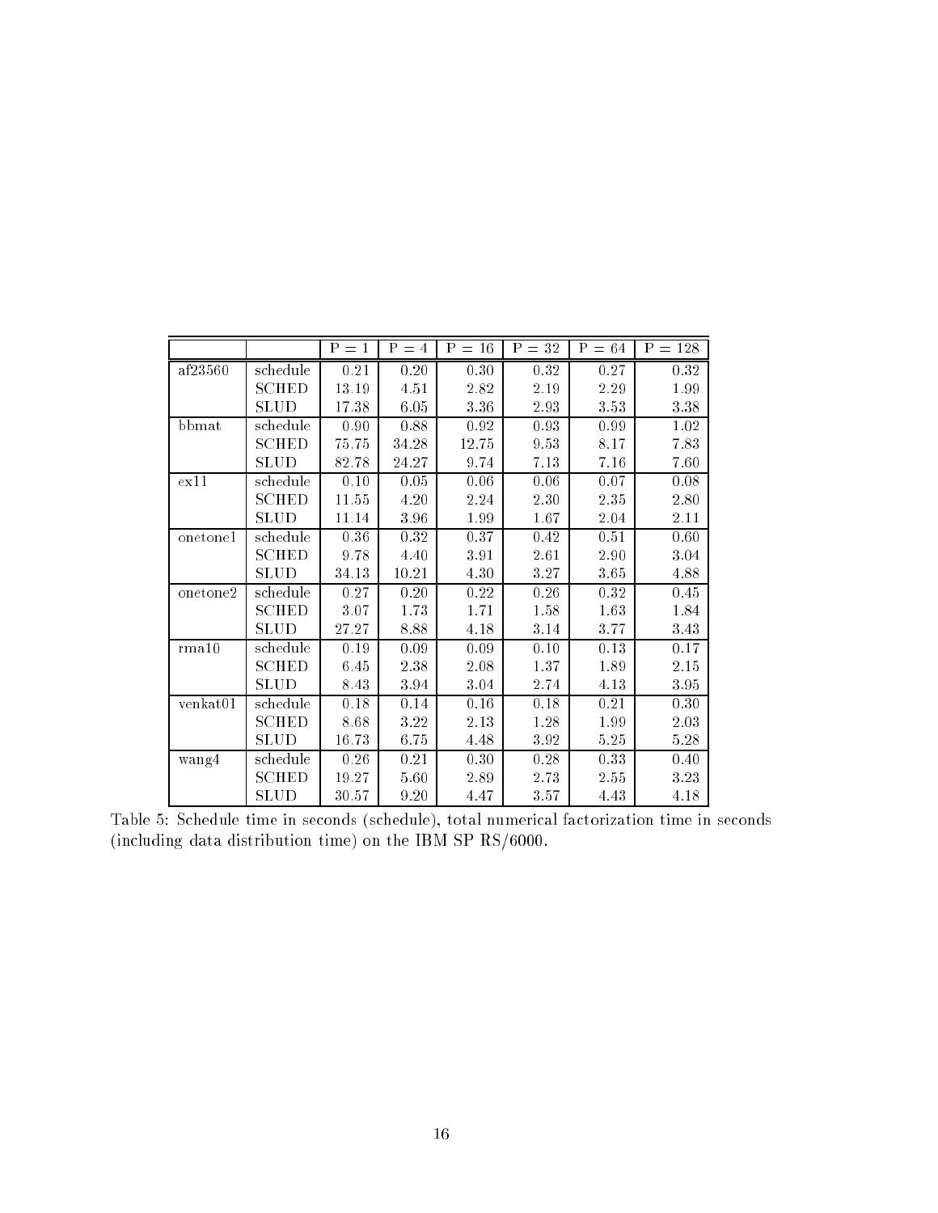| | | P = 1 | P = 4 | P = 16 | P = 32 | P = 64 | P = 128 |
|---|---|---|---|---|---|---|---|
| af23560 | schedule | 0.21 | 0.20 | 0.30 | 0.32 | 0.27 | 0.32 |
| | SCHED | 13.19 | 4.51 | 2.82 | 2.19 | 2.29 | 1.99 |
| | SLUD | 17.38 | 6.05 | 3.36 | 2.93 | 3.53 | 3.38 |
| bbmat | schedule | 0.90 | 0.88 | 0.92 | 0.93 | 0.99 | 1.02 |
| | SCHED | 75.75 | 34.28 | 12.75 | 9.53 | 8.17 | 7.83 |
| | SLUD | 82.78 | 24.27 | 9.74 | 7.13 | 7.16 | 7.60 |
| ex11 | schedule | 0.10 | 0.05 | 0.06 | 0.06 | 0.07 | 0.08 |
| | SCHED | 11.55 | 4.20 | 2.24 | 2.30 | 2.35 | 2.80 |
| | SLUD | 11.14 | 3.96 | 1.99 | 1.67 | 2.04 | 2.11 |
| onetone1 | schedule | 0.36 | 0.32 | 0.37 | 0.42 | 0.51 | 0.60 |
| | SCHED | 9.78 | 4.40 | 3.91 | 2.61 | 2.90 | 3.04 |
| | SLUD | 34.13 | 10.21 | 4.30 | 3.27 | 3.65 | 4.88 |
| onetone2 | schedule | 0.27 | 0.20 | 0.22 | 0.26 | 0.32 | 0.45 |
| | SCHED | 3.07 | 1.73 | 1.71 | 1.58 | 1.63 | 1.84 |
| | SLUD | 27.27 | 8.88 | 4.18 | 3.14 | 3.77 | 3.43 |
| rma10 | schedule | 0.19 | 0.09 | 0.09 | 0.10 | 0.13 | 0.17 |
| | SCHED | 6.45 | 2.38 | 2.08 | 1.37 | 1.89 | 2.15 |
| | SLUD | 8.43 | 3.94 | 3.04 | 2.74 | 4.13 | 3.95 |
| venkat01 | schedule | 0.18 | 0.14 | 0.16 | 0.18 | 0.21 | 0.30 |
| | SCHED | 8.68 | 3.22 | 2.13 | 1.28 | 1.99 | 2.03 |
| | SLUD | 16.73 | 6.75 | 4.48 | 3.92 | 5.25 | 5.28 |
| wang4 | schedule | 0.26 | 0.21 | 0.30 | 0.28 | 0.33 | 0.40 |
| | SCHED | 19.27 | 5.60 | 2.89 | 2.73 | 2.55 | 3.23 |
| | SLUD | 30.57 | 9.20 | 4.47 | 3.57 | 4.43 | 4.18 |

Table 5: Schedule time in seconds (schedule), total numerical factorization time in seconds (including data distribution time) on the IBM SP RS/6000.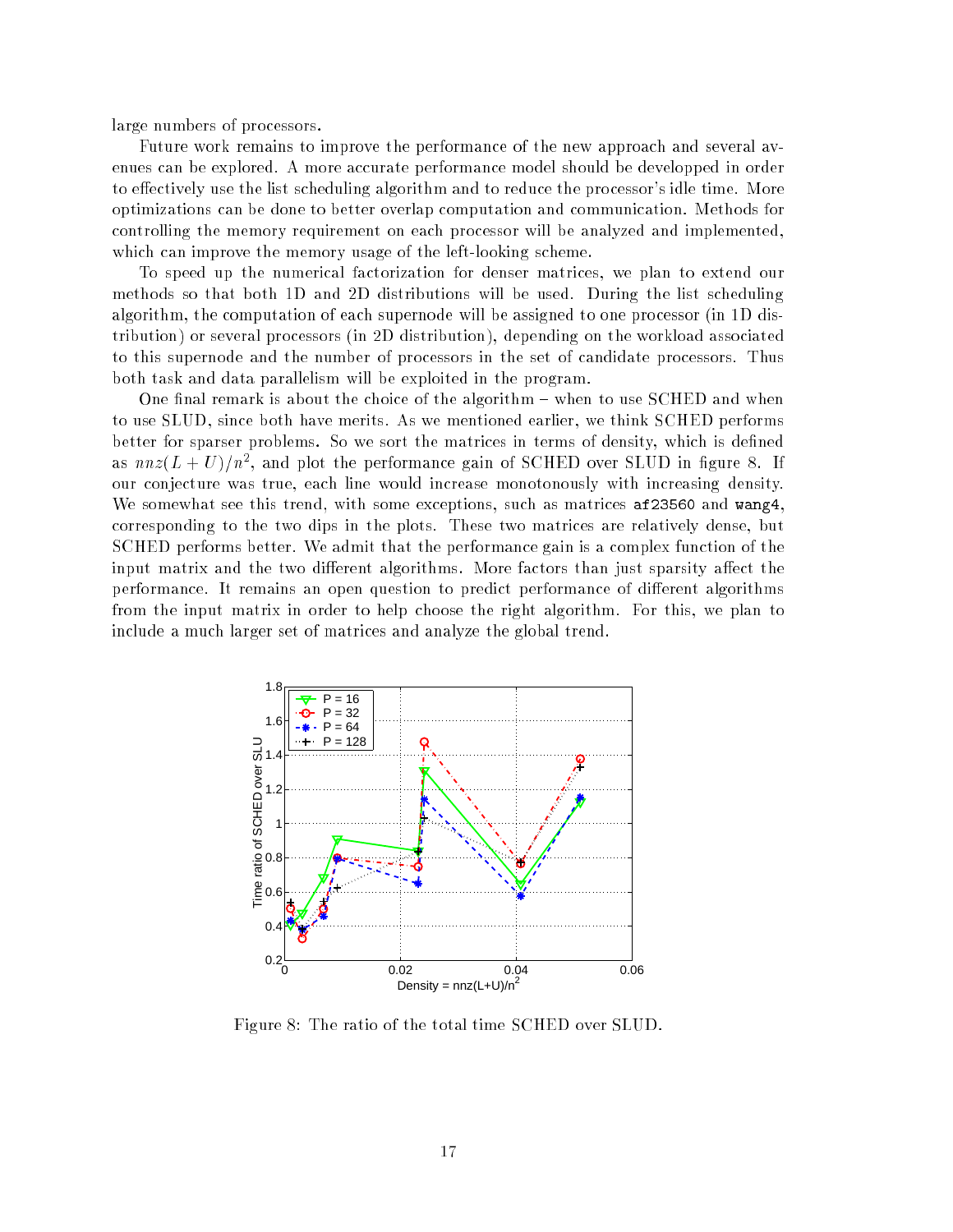large numbers of processors.

Future work remains to improve the performance of the new approach and several avenues can be explored. A more accurate performance model should be developped in order to effectively use the list scheduling algorithm and to reduce the processor's idle time. More optimizations can be done to better overlap computation and communication. Methods for controlling the memory requirement on each processor will be analyzed and implemented, which can improve the memory usage of the left-looking scheme.

To speed up the numerical factorization for denser matrices, we plan to extend our methods so that both 1D and 2D distributions will be used. During the list scheduling algorithm, the computation of each supernode will be assigned to one processor (in 1D distribution) or several processors (in 2D distribution), depending on the workload associated to this supernode and the number of processors in the set of candidate processors. Thus both task and data parallelism will be exploited in the program.

One final remark is about the choice of the algorithm – when to use SCHED and when to use SLUD, since both have merits. As we mentioned earlier, we think SCHED performs better for sparser problems. So we sort the matrices in terms of density, which is defined as $nnz(L+U)/n^2$, and plot the performance gain of SCHED over SLUD in figure 8. If our conjecture was true, each line would increase monotonously with increasing density. We somewhat see this trend, with some exceptions, such as matrices `af23560` and `wang4`, corresponding to the two dips in the plots. These two matrices are relatively dense, but SCHED performs better. We admit that the performance gain is a complex function of the input matrix and the two different algorithms. More factors than just sparsity affect the performance. It remains an open question to predict performance of different algorithms from the input matrix in order to help choose the right algorithm. For this, we plan to include a much larger set of matrices and analyze the global trend.

Figure 8: The ratio of the total time SCHED over SLUD.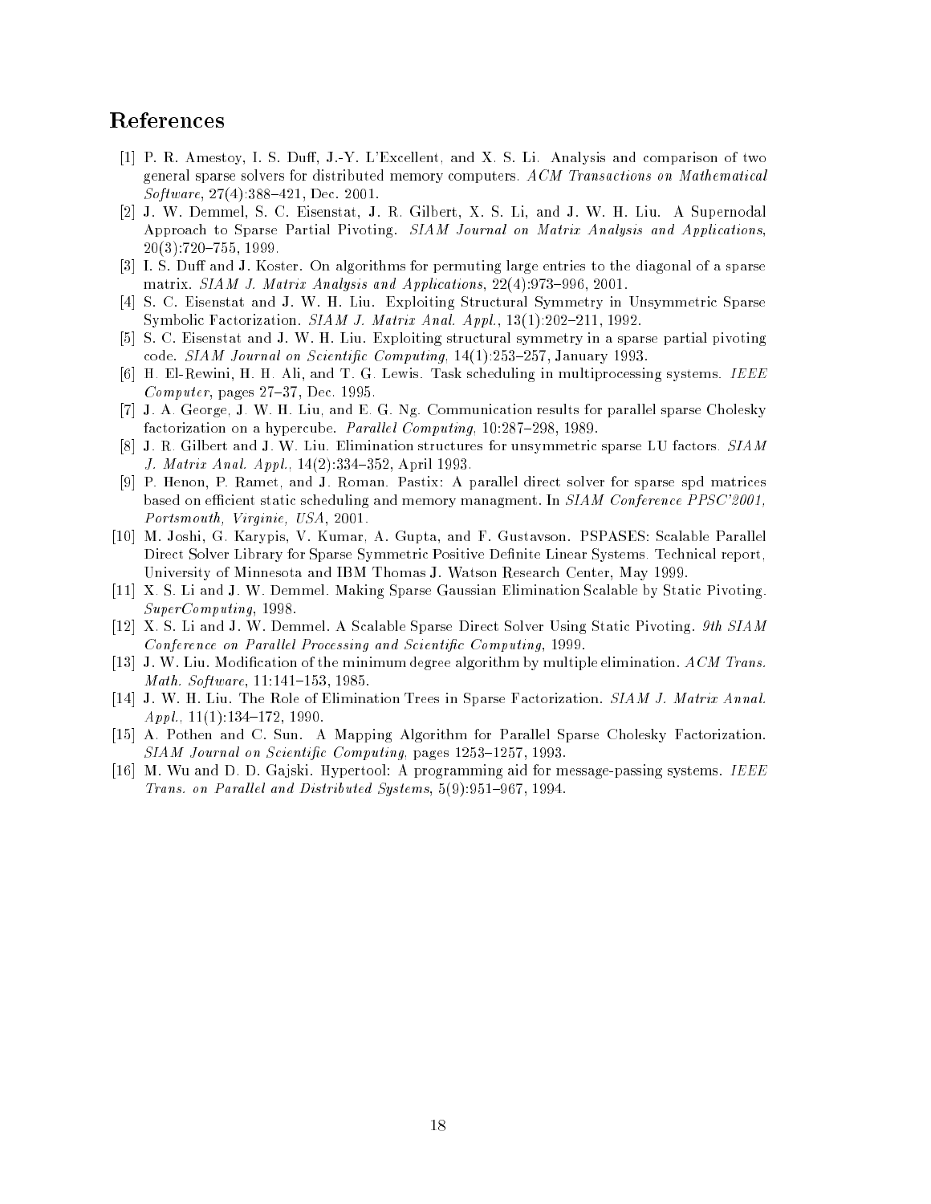## References

[1] P. R. Amestoy, I. S. Duff, J.-Y. L'Excellent, and X. S. Li. Analysis and comparison of two general sparse solvers for distributed memory computers. *ACM Transactions on Mathematical Software*, 27(4):388–421, Dec. 2001.

[2] J. W. Demmel, S. C. Eisenstat, J. R. Gilbert, X. S. Li, and J. W. H. Liu. A Supernodal Approach to Sparse Partial Pivoting. *SIAM Journal on Matrix Analysis and Applications*, 20(3):720–755, 1999.

[3] I. S. Duff and J. Koster. On algorithms for permuting large entries to the diagonal of a sparse matrix. *SIAM J. Matrix Analysis and Applications*, 22(4):973–996, 2001.

[4] S. C. Eisenstat and J. W. H. Liu. Exploiting Structural Symmetry in Unsymmetric Sparse Symbolic Factorization. *SIAM J. Matrix Anal. Appl.*, 13(1):202–211, 1992.

[5] S. C. Eisenstat and J. W. H. Liu. Exploiting structural symmetry in a sparse partial pivoting code. *SIAM Journal on Scientific Computing*, 14(1):253–257, January 1993.

[6] H. El-Rewini, H. H. Ali, and T. G. Lewis. Task scheduling in multiprocessing systems. *IEEE Computer*, pages 27–37, Dec. 1995.

[7] J. A. George, J. W. H. Liu, and E. G. Ng. Communication results for parallel sparse Cholesky factorization on a hypercube. *Parallel Computing*, 10:287–298, 1989.

[8] J. R. Gilbert and J. W. Liu. Elimination structures for unsymmetric sparse LU factors. *SIAM J. Matrix Anal. Appl.*, 14(2):334–352, April 1993.

[9] P. Henon, P. Ramet, and J. Roman. Pastix: A parallel direct solver for sparse spd matrices based on efficient static scheduling and memory managment. In *SIAM Conference PPSC'2001, Portsmouth, Virginie, USA*, 2001.

[10] M. Joshi, G. Karypis, V. Kumar, A. Gupta, and F. Gustavson. PSPASES: Scalable Parallel Direct Solver Library for Sparse Symmetric Positive Definite Linear Systems. Technical report, University of Minnesota and IBM Thomas J. Watson Research Center, May 1999.

[11] X. S. Li and J. W. Demmel. Making Sparse Gaussian Elimination Scalable by Static Pivoting. *SuperComputing*, 1998.

[12] X. S. Li and J. W. Demmel. A Scalable Sparse Direct Solver Using Static Pivoting. *9th SIAM Conference on Parallel Processing and Scientific Computing*, 1999.

[13] J. W. Liu. Modification of the minimum degree algorithm by multiple elimination. *ACM Trans. Math. Software*, 11:141–153, 1985.

[14] J. W. H. Liu. The Role of Elimination Trees in Sparse Factorization. *SIAM J. Matrix Annal. Appl.*, 11(1):134–172, 1990.

[15] A. Pothen and C. Sun. A Mapping Algorithm for Parallel Sparse Cholesky Factorization. *SIAM Journal on Scientific Computing*, pages 1253–1257, 1993.

[16] M. Wu and D. D. Gajski. Hypertool: A programming aid for message-passing systems. *IEEE Trans. on Parallel and Distributed Systems*, 5(9):951–967, 1994.